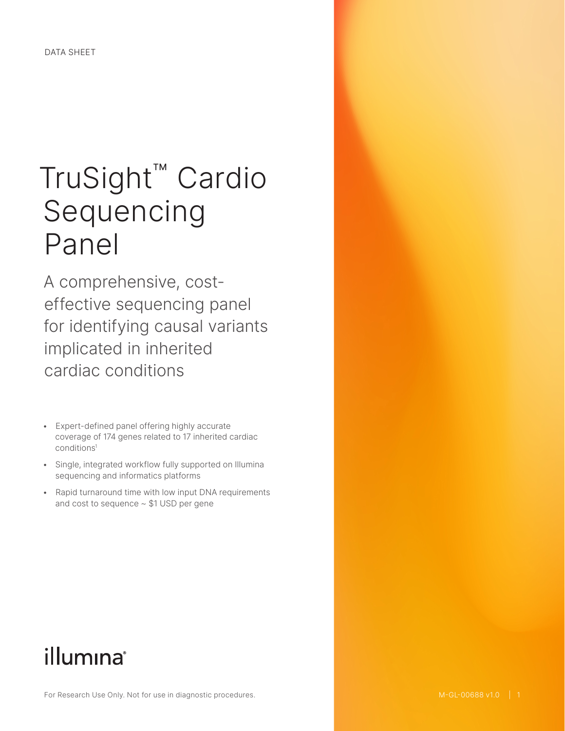DATA SHEET

# TruSight™ Cardio Sequencing Panel

A comprehensive, cost-effective sequencing panel for identifying causal variants implicated in inherited cardiac conditions

- Expert-defined panel offering highly accurate coverage of 174 genes related to 17 inherited cardiac conditions[1]
- Single, integrated workflow fully supported on Illumina sequencing and informatics platforms
- Rapid turnaround time with low input DNA requirements and cost to sequence ~ $1 USD per gene

illumina®

For Research Use Only. Not for use in diagnostic procedures.

M-GL-00688 v1.0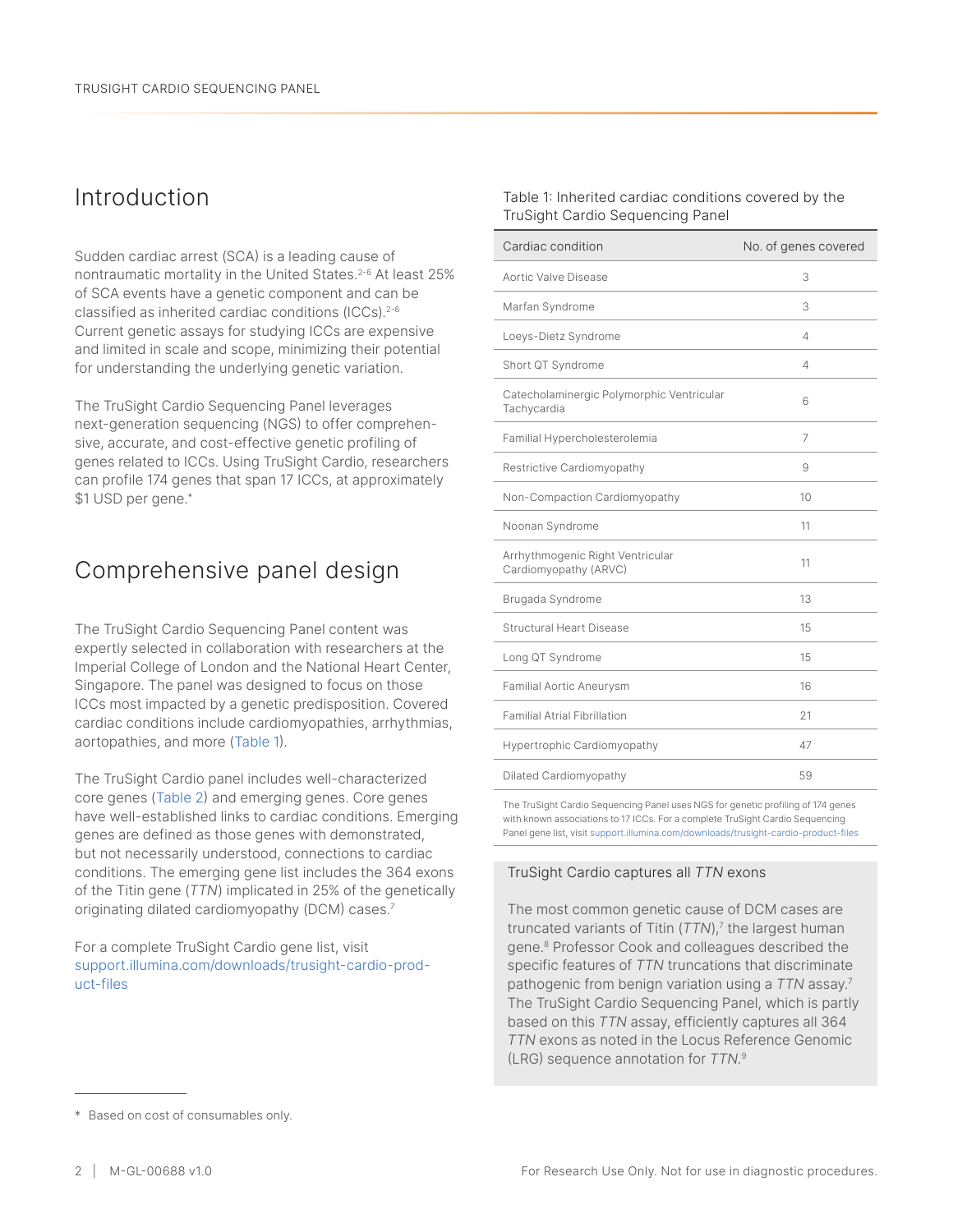## Introduction

Sudden cardiac arrest (SCA) is a leading cause of nontraumatic mortality in the United States.[2-6] At least 25% of SCA events have a genetic component and can be classified as inherited cardiac conditions (ICCs).[2-6] Current genetic assays for studying ICCs are expensive and limited in scale and scope, minimizing their potential for understanding the underlying genetic variation.

The TruSight Cardio Sequencing Panel leverages next-generation sequencing (NGS) to offer comprehensive, accurate, and cost-effective genetic profiling of genes related to ICCs. Using TruSight Cardio, researchers can profile 174 genes that span 17 ICCs, at approximately $1 USD per gene.*

## Comprehensive panel design

The TruSight Cardio Sequencing Panel content was expertly selected in collaboration with researchers at the Imperial College of London and the National Heart Center, Singapore. The panel was designed to focus on those ICCs most impacted by a genetic predisposition. Covered cardiac conditions include cardiomyopathies, arrhythmias, aortopathies, and more (Table 1).

The TruSight Cardio panel includes well-characterized core genes (Table 2) and emerging genes. Core genes have well-established links to cardiac conditions. Emerging genes are defined as those genes with demonstrated, but not necessarily understood, connections to cardiac conditions. The emerging gene list includes the 364 exons of the Titin gene (*TTN*) implicated in 25% of the genetically originating dilated cardiomyopathy (DCM) cases.[7]

For a complete TruSight Cardio gene list, visit support.illumina.com/downloads/trusight-cardio-product-files

Table 1: Inherited cardiac conditions covered by the TruSight Cardio Sequencing Panel

| Cardiac condition | No. of genes covered |
|---|---|
| Aortic Valve Disease | 3 |
| Marfan Syndrome | 3 |
| Loeys-Dietz Syndrome | 4 |
| Short QT Syndrome | 4 |
| Catecholaminergic Polymorphic Ventricular Tachycardia | 6 |
| Familial Hypercholesterolemia | 7 |
| Restrictive Cardiomyopathy | 9 |
| Non-Compaction Cardiomyopathy | 10 |
| Noonan Syndrome | 11 |
| Arrhythmogenic Right Ventricular Cardiomyopathy (ARVC) | 11 |
| Brugada Syndrome | 13 |
| Structural Heart Disease | 15 |
| Long QT Syndrome | 15 |
| Familial Aortic Aneurysm | 16 |
| Familial Atrial Fibrillation | 21 |
| Hypertrophic Cardiomyopathy | 47 |
| Dilated Cardiomyopathy | 59 |

The TruSight Cardio Sequencing Panel uses NGS for genetic profiling of 174 genes with known associations to 17 ICCs. For a complete TruSight Cardio Sequencing Panel gene list, visit support.illumina.com/downloads/trusight-cardio-product-files

### TruSight Cardio captures all *TTN* exons

The most common genetic cause of DCM cases are truncated variants of Titin (*TTN*),[7] the largest human gene.[8] Professor Cook and colleagues described the specific features of *TTN* truncations that discriminate pathogenic from benign variation using a *TTN* assay.[7] The TruSight Cardio Sequencing Panel, which is partly based on this *TTN* assay, efficiently captures all 364 *TTN* exons as noted in the Locus Reference Genomic (LRG) sequence annotation for *TTN*.[9]

\* Based on cost of consumables only.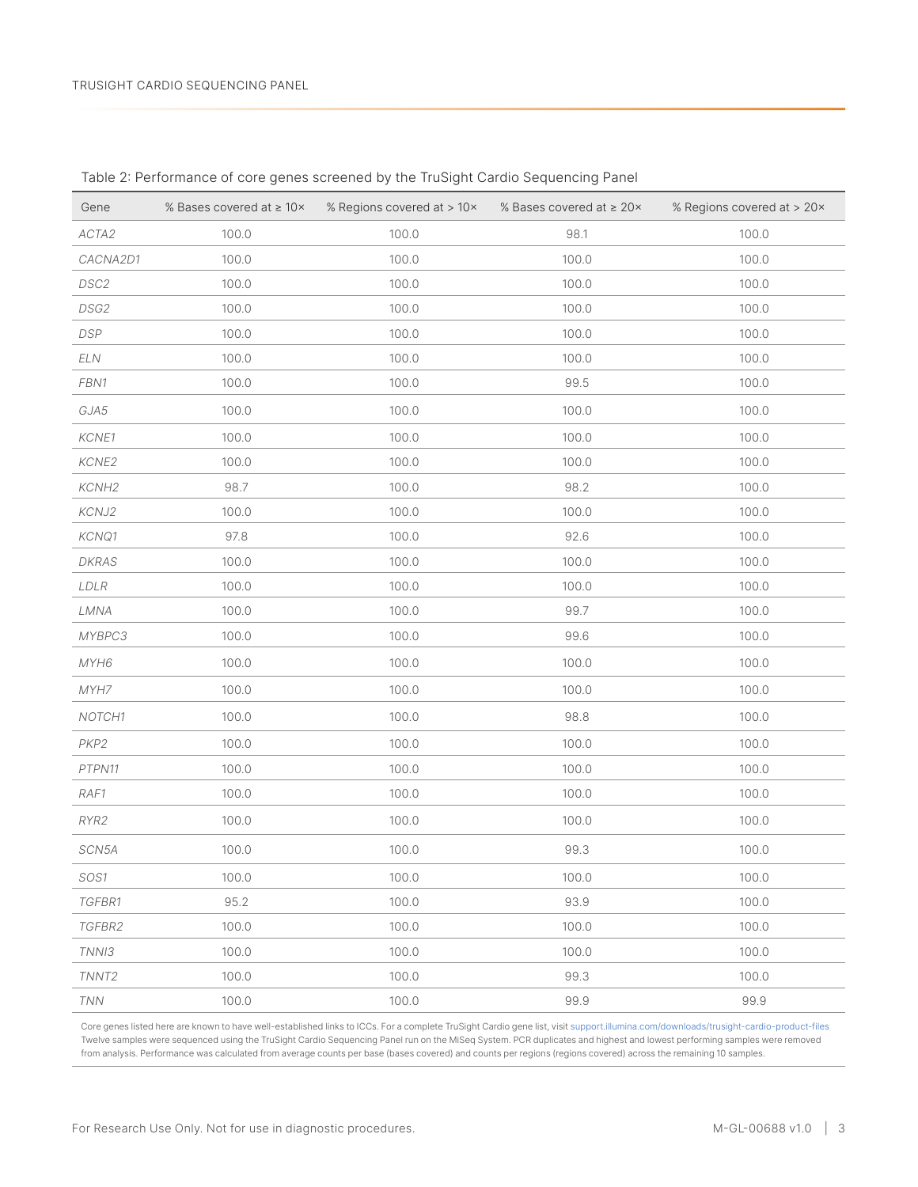Table 2: Performance of core genes screened by the TruSight Cardio Sequencing Panel

| Gene | % Bases covered at ≥ 10× | % Regions covered at > 10× | % Bases covered at ≥ 20× | % Regions covered at > 20× |
|---|---|---|---|---|
| *ACTA2* | 100.0 | 100.0 | 98.1 | 100.0 |
| *CACNA2D1* | 100.0 | 100.0 | 100.0 | 100.0 |
| *DSC2* | 100.0 | 100.0 | 100.0 | 100.0 |
| *DSG2* | 100.0 | 100.0 | 100.0 | 100.0 |
| *DSP* | 100.0 | 100.0 | 100.0 | 100.0 |
| *ELN* | 100.0 | 100.0 | 100.0 | 100.0 |
| *FBN1* | 100.0 | 100.0 | 99.5 | 100.0 |
| *GJA5* | 100.0 | 100.0 | 100.0 | 100.0 |
| *KCNE1* | 100.0 | 100.0 | 100.0 | 100.0 |
| *KCNE2* | 100.0 | 100.0 | 100.0 | 100.0 |
| *KCNH2* | 98.7 | 100.0 | 98.2 | 100.0 |
| *KCNJ2* | 100.0 | 100.0 | 100.0 | 100.0 |
| *KCNQ1* | 97.8 | 100.0 | 92.6 | 100.0 |
| *DKRAS* | 100.0 | 100.0 | 100.0 | 100.0 |
| *LDLR* | 100.0 | 100.0 | 100.0 | 100.0 |
| *LMNA* | 100.0 | 100.0 | 99.7 | 100.0 |
| *MYBPC3* | 100.0 | 100.0 | 99.6 | 100.0 |
| *MYH6* | 100.0 | 100.0 | 100.0 | 100.0 |
| *MYH7* | 100.0 | 100.0 | 100.0 | 100.0 |
| *NOTCH1* | 100.0 | 100.0 | 98.8 | 100.0 |
| *PKP2* | 100.0 | 100.0 | 100.0 | 100.0 |
| *PTPN11* | 100.0 | 100.0 | 100.0 | 100.0 |
| *RAF1* | 100.0 | 100.0 | 100.0 | 100.0 |
| *RYR2* | 100.0 | 100.0 | 100.0 | 100.0 |
| *SCN5A* | 100.0 | 100.0 | 99.3 | 100.0 |
| *SOS1* | 100.0 | 100.0 | 100.0 | 100.0 |
| *TGFBR1* | 95.2 | 100.0 | 93.9 | 100.0 |
| *TGFBR2* | 100.0 | 100.0 | 100.0 | 100.0 |
| *TNNI3* | 100.0 | 100.0 | 100.0 | 100.0 |
| *TNNT2* | 100.0 | 100.0 | 99.3 | 100.0 |
| *TNN* | 100.0 | 100.0 | 99.9 | 99.9 |

Core genes listed here are known to have well-established links to ICCs. For a complete TruSight Cardio gene list, visit support.illumina.com/downloads/trusight-cardio-product-files
Twelve samples were sequenced using the TruSight Cardio Sequencing Panel run on the MiSeq System. PCR duplicates and highest and lowest performing samples were removed from analysis. Performance was calculated from average counts per base (bases covered) and counts per regions (regions covered) across the remaining 10 samples.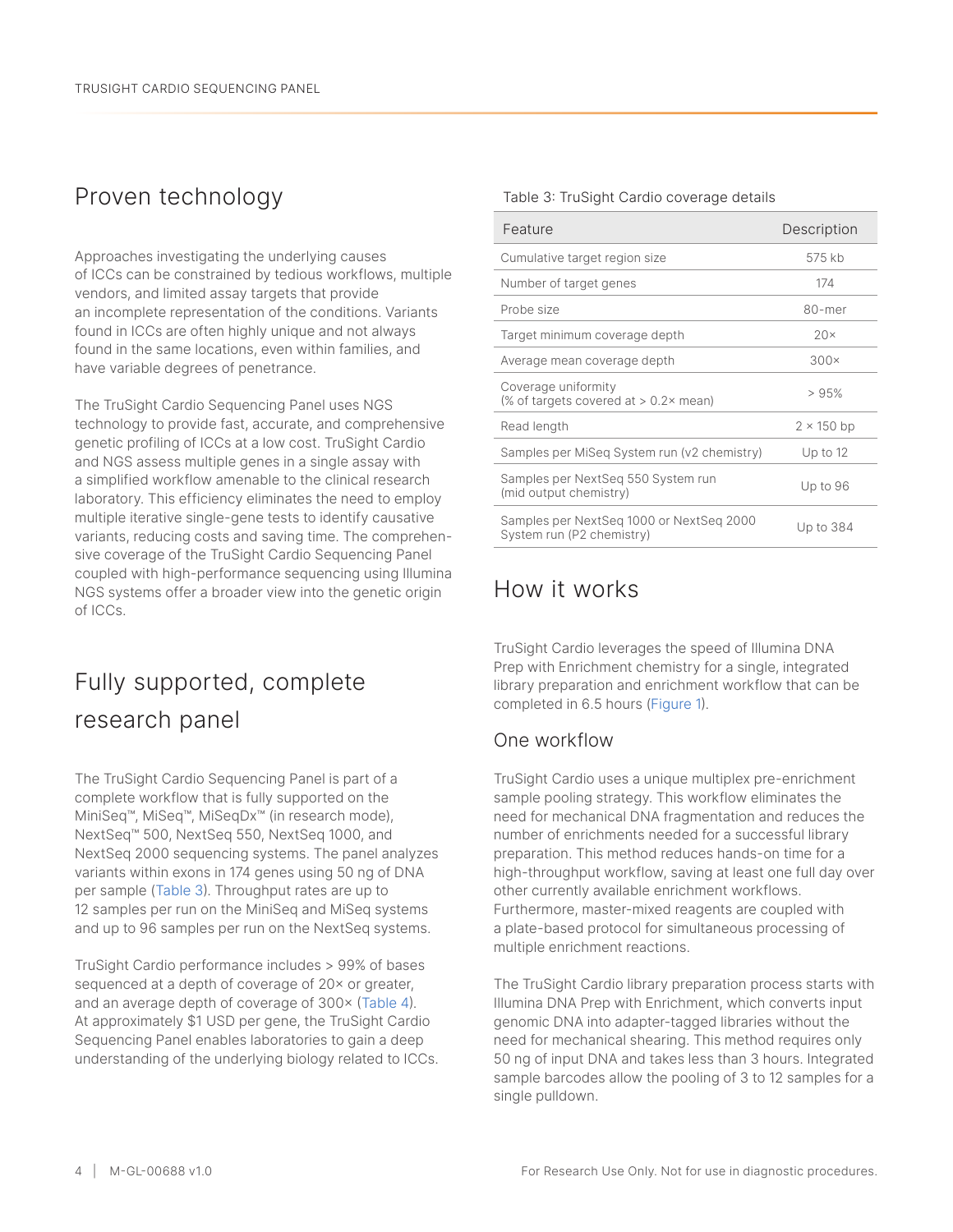## Proven technology

Approaches investigating the underlying causes of ICCs can be constrained by tedious workflows, multiple vendors, and limited assay targets that provide an incomplete representation of the conditions. Variants found in ICCs are often highly unique and not always found in the same locations, even within families, and have variable degrees of penetrance.

The TruSight Cardio Sequencing Panel uses NGS technology to provide fast, accurate, and comprehensive genetic profiling of ICCs at a low cost. TruSight Cardio and NGS assess multiple genes in a single assay with a simplified workflow amenable to the clinical research laboratory. This efficiency eliminates the need to employ multiple iterative single-gene tests to identify causative variants, reducing costs and saving time. The comprehensive coverage of the TruSight Cardio Sequencing Panel coupled with high-performance sequencing using Illumina NGS systems offer a broader view into the genetic origin of ICCs.

## Fully supported, complete research panel

The TruSight Cardio Sequencing Panel is part of a complete workflow that is fully supported on the MiniSeq™, MiSeq™, MiSeqDx™ (in research mode), NextSeq™ 500, NextSeq 550, NextSeq 1000, and NextSeq 2000 sequencing systems. The panel analyzes variants within exons in 174 genes using 50 ng of DNA per sample (Table 3). Throughput rates are up to 12 samples per run on the MiniSeq and MiSeq systems and up to 96 samples per run on the NextSeq systems.

TruSight Cardio performance includes > 99% of bases sequenced at a depth of coverage of 20× or greater, and an average depth of coverage of 300× (Table 4). At approximately $1 USD per gene, the TruSight Cardio Sequencing Panel enables laboratories to gain a deep understanding of the underlying biology related to ICCs.

Table 3: TruSight Cardio coverage details

| Feature | Description |
|---|---|
| Cumulative target region size | 575 kb |
| Number of target genes | 174 |
| Probe size | 80-mer |
| Target minimum coverage depth | 20× |
| Average mean coverage depth | 300× |
| Coverage uniformity (% of targets covered at > 0.2× mean) | > 95% |
| Read length | 2 × 150 bp |
| Samples per MiSeq System run (v2 chemistry) | Up to 12 |
| Samples per NextSeq 550 System run (mid output chemistry) | Up to 96 |
| Samples per NextSeq 1000 or NextSeq 2000 System run (P2 chemistry) | Up to 384 |

## How it works

TruSight Cardio leverages the speed of Illumina DNA Prep with Enrichment chemistry for a single, integrated library preparation and enrichment workflow that can be completed in 6.5 hours (Figure 1).

### One workflow

TruSight Cardio uses a unique multiplex pre-enrichment sample pooling strategy. This workflow eliminates the need for mechanical DNA fragmentation and reduces the number of enrichments needed for a successful library preparation. This method reduces hands-on time for a high-throughput workflow, saving at least one full day over other currently available enrichment workflows. Furthermore, master-mixed reagents are coupled with a plate-based protocol for simultaneous processing of multiple enrichment reactions.

The TruSight Cardio library preparation process starts with Illumina DNA Prep with Enrichment, which converts input genomic DNA into adapter-tagged libraries without the need for mechanical shearing. This method requires only 50 ng of input DNA and takes less than 3 hours. Integrated sample barcodes allow the pooling of 3 to 12 samples for a single pulldown.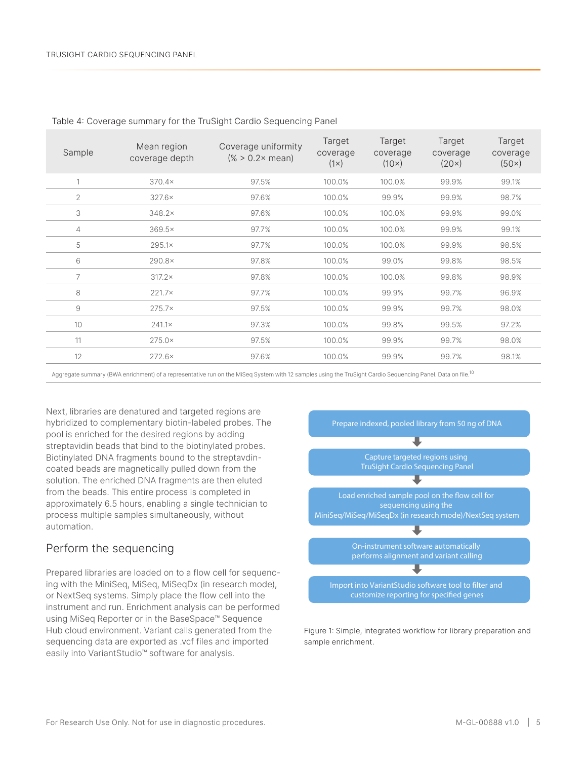Table 4: Coverage summary for the TruSight Cardio Sequencing Panel

| Sample | Mean region coverage depth | Coverage uniformity (% > 0.2× mean) | Target coverage (1×) | Target coverage (10×) | Target coverage (20×) | Target coverage (50×) |
|---|---|---|---|---|---|---|
| 1 | 370.4× | 97.5% | 100.0% | 100.0% | 99.9% | 99.1% |
| 2 | 327.6× | 97.6% | 100.0% | 99.9% | 99.9% | 98.7% |
| 3 | 348.2× | 97.6% | 100.0% | 100.0% | 99.9% | 99.0% |
| 4 | 369.5× | 97.7% | 100.0% | 100.0% | 99.9% | 99.1% |
| 5 | 295.1× | 97.7% | 100.0% | 100.0% | 99.9% | 98.5% |
| 6 | 290.8× | 97.8% | 100.0% | 99.0% | 99.8% | 98.5% |
| 7 | 317.2× | 97.8% | 100.0% | 100.0% | 99.8% | 98.9% |
| 8 | 221.7× | 97.7% | 100.0% | 99.9% | 99.7% | 96.9% |
| 9 | 275.7× | 97.5% | 100.0% | 99.9% | 99.7% | 98.0% |
| 10 | 241.1× | 97.3% | 100.0% | 99.8% | 99.5% | 97.2% |
| 11 | 275.0× | 97.5% | 100.0% | 99.9% | 99.7% | 98.0% |
| 12 | 272.6× | 97.6% | 100.0% | 99.9% | 99.7% | 98.1% |

Aggregate summary (BWA enrichment) of a representative run on the MiSeq System with 12 samples using the TruSight Cardio Sequencing Panel. Data on file.[10]

Next, libraries are denatured and targeted regions are hybridized to complementary biotin-labeled probes. The pool is enriched for the desired regions by adding streptavidin beads that bind to the biotinylated probes. Biotinylated DNA fragments bound to the streptavdin-coated beads are magnetically pulled down from the solution. The enriched DNA fragments are then eluted from the beads. This entire process is completed in approximately 6.5 hours, enabling a single technician to process multiple samples simultaneously, without automation.

## Perform the sequencing

Prepared libraries are loaded on to a flow cell for sequencing with the MiniSeq, MiSeq, MiSeqDx (in research mode), or NextSeq systems. Simply place the flow cell into the instrument and run. Enrichment analysis can be performed using MiSeq Reporter or in the BaseSpace™ Sequence Hub cloud environment. Variant calls generated from the sequencing data are exported as .vcf files and imported easily into VariantStudio™ software for analysis.

Prepare indexed, pooled library from 50 ng of DNA

↓

Capture targeted regions using TruSight Cardio Sequencing Panel

↓

Load enriched sample pool on the flow cell for sequencing using the MiniSeq/MiSeq/MiSeqDx (in research mode)/NextSeq system

↓

On-instrument software automatically performs alignment and variant calling

↓

Import into VariantStudio software tool to filter and customize reporting for specified genes

Figure 1: Simple, integrated workflow for library preparation and sample enrichment.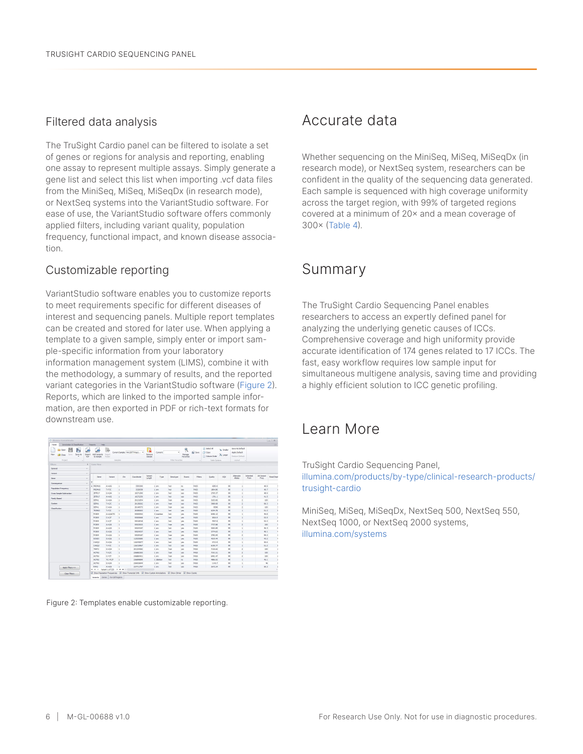## Filtered data analysis

The TruSight Cardio panel can be filtered to isolate a set of genes or regions for analysis and reporting, enabling one assay to represent multiple assays. Simply generate a gene list and select this list when importing .vcf data files from the MiniSeq, MiSeq, MiSeqDx (in research mode), or NextSeq systems into the VariantStudio software. For ease of use, the VariantStudio software offers commonly applied filters, including variant quality, population frequency, functional impact, and known disease association.

## Customizable reporting

VariantStudio software enables you to customize reports to meet requirements specific for different diseases of interest and sequencing panels. Multiple report templates can be created and stored for later use. When applying a template to a given sample, simply enter or import sample-specific information from your laboratory information management system (LIMS), combine it with the methodology, a summary of results, and the reported variant categories in the VariantStudio software (Figure 2). Reports, which are linked to the imported sample information, are then exported in PDF or rich-text formats for downstream use.

Figure 2: Templates enable customizable reporting.

# Accurate data

Whether sequencing on the MiniSeq, MiSeq, MiSeqDx (in research mode), or NextSeq system, researchers can be confident in the quality of the sequencing data generated. Each sample is sequenced with high coverage uniformity across the target region, with 99% of targeted regions covered at a minimum of 20× and a mean coverage of 300× (Table 4).

# Summary

The TruSight Cardio Sequencing Panel enables researchers to access an expertly defined panel for analyzing the underlying genetic causes of ICCs. Comprehensive coverage and high uniformity provide accurate identification of 174 genes related to 17 ICCs. The fast, easy workflow requires low sample input for simultaneous multigene analysis, saving time and providing a highly efficient solution to ICC genetic profiling.

# Learn More

TruSight Cardio Sequencing Panel, illumina.com/products/by-type/clinical-research-products/trusight-cardio

MiniSeq, MiSeq, MiSeqDx, NextSeq 500, NextSeq 550, NextSeq 1000, or NextSeq 2000 systems, illumina.com/systems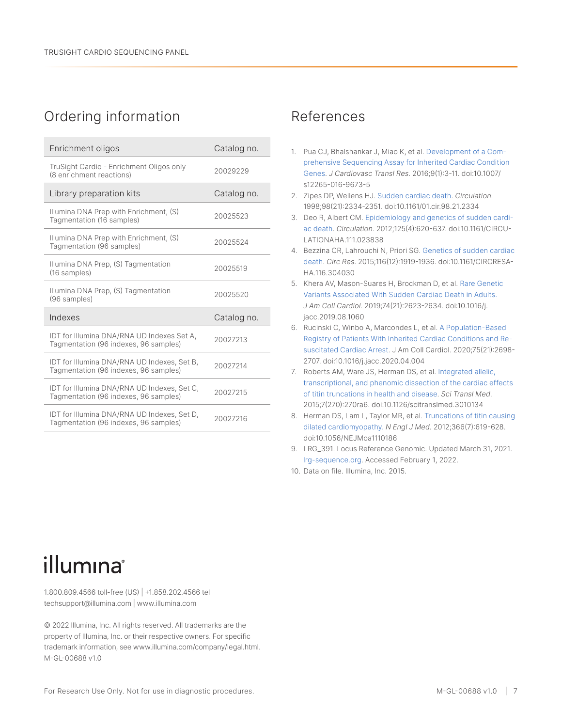## Ordering information

| Enrichment oligos | Catalog no. |
|---|---|
| TruSight Cardio - Enrichment Oligos only (8 enrichment reactions) | 20029229 |
| **Library preparation kits** | **Catalog no.** |
| Illumina DNA Prep with Enrichment, (S) Tagmentation (16 samples) | 20025523 |
| Illumina DNA Prep with Enrichment, (S) Tagmentation (96 samples) | 20025524 |
| Illumina DNA Prep, (S) Tagmentation (16 samples) | 20025519 |
| Illumina DNA Prep, (S) Tagmentation (96 samples) | 20025520 |
| **Indexes** | **Catalog no.** |
| IDT for Illumina DNA/RNA UD Indexes Set A, Tagmentation (96 indexes, 96 samples) | 20027213 |
| IDT for Illumina DNA/RNA UD Indexes, Set B, Tagmentation (96 indexes, 96 samples) | 20027214 |
| IDT for Illumina DNA/RNA UD Indexes, Set C, Tagmentation (96 indexes, 96 samples) | 20027215 |
| IDT for Illumina DNA/RNA UD Indexes, Set D, Tagmentation (96 indexes, 96 samples) | 20027216 |

## References

1. Pua CJ, Bhalshankar J, Miao K, et al. Development of a Comprehensive Sequencing Assay for Inherited Cardiac Condition Genes. *J Cardiovasc Transl Res*. 2016;9(1):3-11. doi:10.1007/s12265-016-9673-5
2. Zipes DP, Wellens HJ. Sudden cardiac death. *Circulation*. 1998;98(21):2334-2351. doi:10.1161/01.cir.98.21.2334
3. Deo R, Albert CM. Epidemiology and genetics of sudden cardiac death. *Circulation*. 2012;125(4):620-637. doi:10.1161/CIRCULATIONAHA.111.023838
4. Bezzina CR, Lahrouchi N, Priori SG. Genetics of sudden cardiac death. *Circ Res*. 2015;116(12):1919-1936. doi:10.1161/CIRCRESAHA.116.304030
5. Khera AV, Mason-Suares H, Brockman D, et al. Rare Genetic Variants Associated With Sudden Cardiac Death in Adults. *J Am Coll Cardiol*. 2019;74(21):2623-2634. doi:10.1016/j.jacc.2019.08.1060
6. Rucinski C, Winbo A, Marcondes L, et al. A Population-Based Registry of Patients With Inherited Cardiac Conditions and Resuscitated Cardiac Arrest. J Am Coll Cardiol. 2020;75(21):2698-2707. doi:10.1016/j.jacc.2020.04.004
7. Roberts AM, Ware JS, Herman DS, et al. Integrated allelic, transcriptional, and phenomic dissection of the cardiac effects of titin truncations in health and disease. *Sci Transl Med*. 2015;7(270):270ra6. doi:10.1126/scitranslmed.3010134
8. Herman DS, Lam L, Taylor MR, et al. Truncations of titin causing dilated cardiomyopathy. *N Engl J Med*. 2012;366(7):619-628. doi:10.1056/NEJMoa1110186
9. LRG_391. Locus Reference Genomic. Updated March 31, 2021. lrg-sequence.org. Accessed February 1, 2022.
10. Data on file. Illumina, Inc. 2015.

illumina®

1.800.809.4566 toll-free (US) | +1.858.202.4566 tel
techsupport@illumina.com | www.illumina.com

© 2022 Illumina, Inc. All rights reserved. All trademarks are the property of Illumina, Inc. or their respective owners. For specific trademark information, see www.illumina.com/company/legal.html.
M-GL-00688 v1.0

For Research Use Only. Not for use in diagnostic procedures.